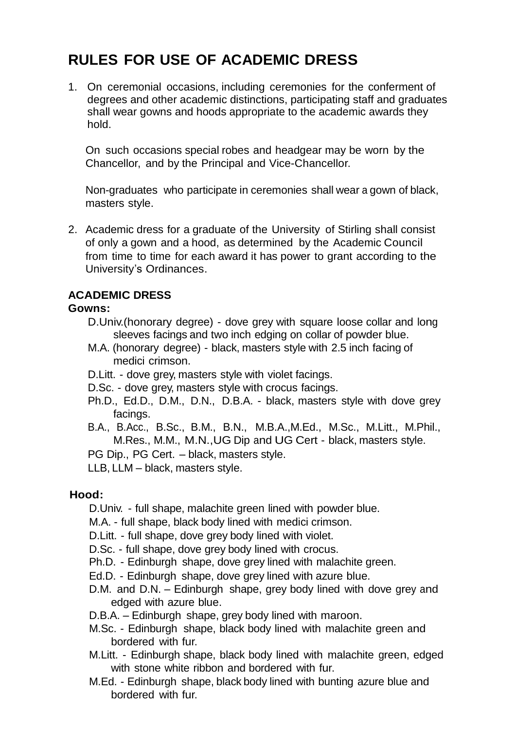# RULES FOR USE OF ACADEMIC DRESS

1. On ceremonial occasions, including ceremonies for the conferment of degrees and other academic distinctions, participating staff and graduates shall wear gowns and hoods appropriate to the academic awards they hold.

   On such occasions special robes and headgear may be worn by the Chancellor, and by the Principal and Vice-Chancellor.

   Non-graduates who participate in ceremonies shall wear a gown of black, masters style.

2. Academic dress for a graduate of the University of Stirling shall consist of only a gown and a hood, as determined by the Academic Council from time to time for each award it has power to grant according to the University's Ordinances.

## ACADEMIC DRESS

### Gowns:

D.Univ.(honorary degree) - dove grey with square loose collar and long sleeves facings and two inch edging on collar of powder blue.

M.A. (honorary degree) - black, masters style with 2.5 inch facing of medici crimson.

D.Litt. - dove grey, masters style with violet facings.

D.Sc. - dove grey, masters style with crocus facings.

Ph.D., Ed.D., D.M., D.N., D.B.A. - black, masters style with dove grey facings.

B.A., B.Acc., B.Sc., B.M., B.N., M.B.A.,M.Ed., M.Sc., M.Litt., M.Phil., M.Res., M.M., M.N.,UG Dip and UG Cert - black, masters style.

PG Dip., PG Cert. – black, masters style.

LLB, LLM – black, masters style.

### Hood:

D.Univ. - full shape, malachite green lined with powder blue.

M.A. - full shape, black body lined with medici crimson.

D.Litt. - full shape, dove grey body lined with violet.

D.Sc. - full shape, dove grey body lined with crocus.

Ph.D. - Edinburgh shape, dove grey lined with malachite green.

Ed.D. - Edinburgh shape, dove grey lined with azure blue.

D.M. and D.N. – Edinburgh shape, grey body lined with dove grey and edged with azure blue.

D.B.A. – Edinburgh shape, grey body lined with maroon.

M.Sc. - Edinburgh shape, black body lined with malachite green and bordered with fur.

M.Litt. - Edinburgh shape, black body lined with malachite green, edged with stone white ribbon and bordered with fur.

M.Ed. - Edinburgh shape, black body lined with bunting azure blue and bordered with fur.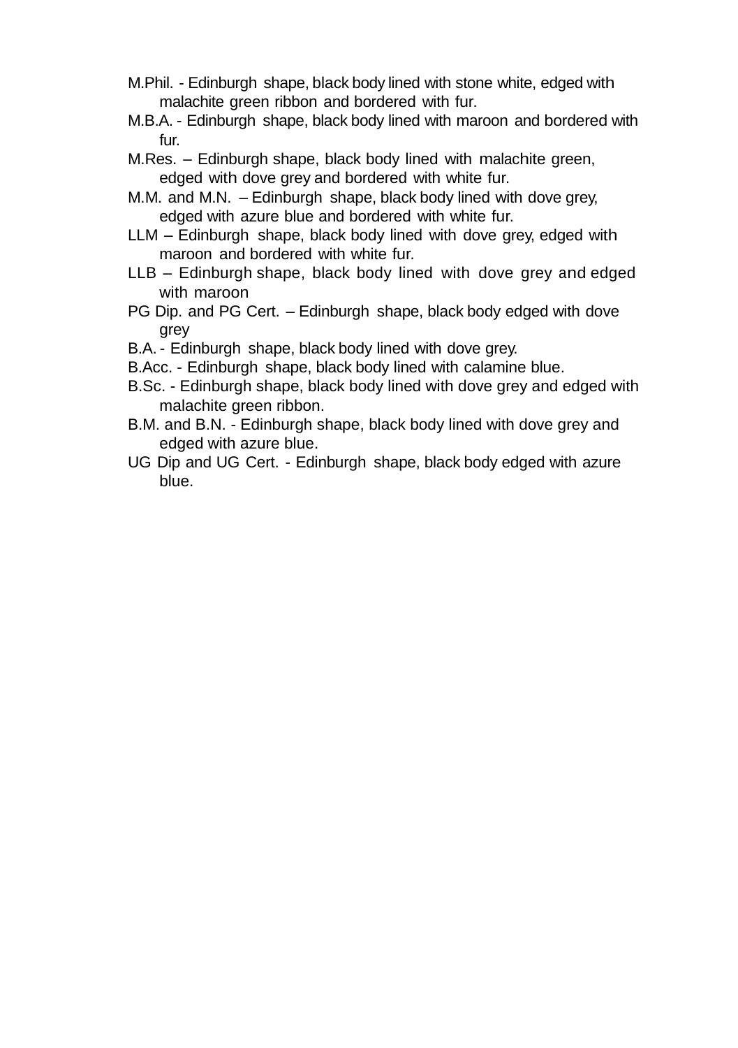M.Phil. - Edinburgh shape, black body lined with stone white, edged with malachite green ribbon and bordered with fur.

M.B.A. - Edinburgh shape, black body lined with maroon and bordered with fur.

M.Res. – Edinburgh shape, black body lined with malachite green, edged with dove grey and bordered with white fur.

M.M. and M.N. – Edinburgh shape, black body lined with dove grey, edged with azure blue and bordered with white fur.

LLM – Edinburgh shape, black body lined with dove grey, edged with maroon and bordered with white fur.

LLB – Edinburgh shape, black body lined with dove grey and edged with maroon

PG Dip. and PG Cert. – Edinburgh shape, black body edged with dove grey

B.A. - Edinburgh shape, black body lined with dove grey.

B.Acc. - Edinburgh shape, black body lined with calamine blue.

B.Sc. - Edinburgh shape, black body lined with dove grey and edged with malachite green ribbon.

B.M. and B.N. - Edinburgh shape, black body lined with dove grey and edged with azure blue.

UG Dip and UG Cert. - Edinburgh shape, black body edged with azure blue.